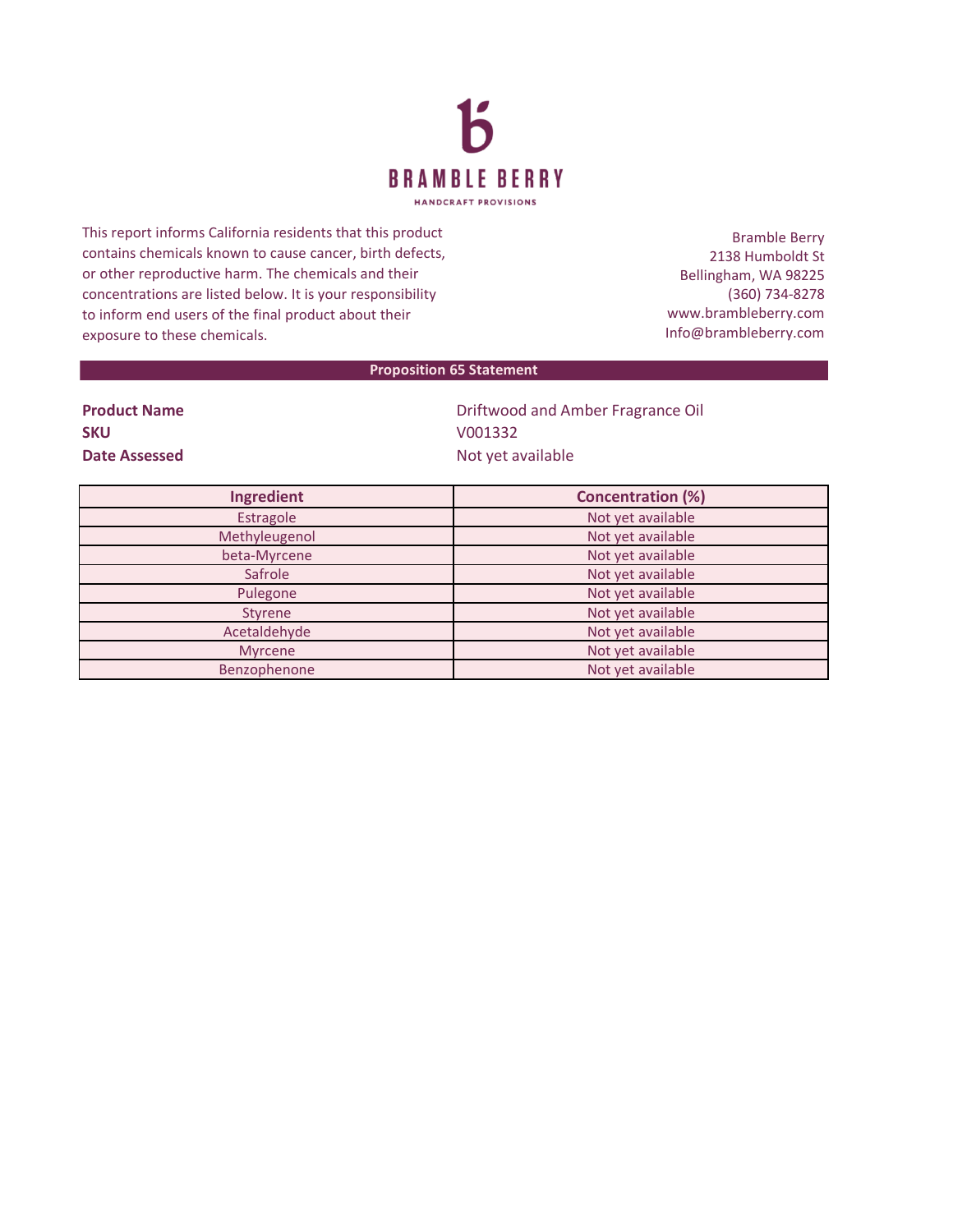# BRAMBLE BERRY

HANDCRAFT PROVISIONS

This report informs California residents that this product contains chemicals known to cause cancer, birth defects, or other reproductive harm. The chemicals and their concentrations are listed below. It is your responsibility to inform end users of the final product about their exposure to these chemicals.

Bramble Berry
2138 Humboldt St
Bellingham, WA 98225
(360) 734-8278
www.brambleberry.com
Info@brambleberry.com

## Proposition 65 Statement

**Product Name** Driftwood and Amber Fragrance Oil
**SKU** V001332
**Date Assessed** Not yet available

| Ingredient | Concentration (%) |
|---|---|
| Estragole | Not yet available |
| Methyleugenol | Not yet available |
| beta-Myrcene | Not yet available |
| Safrole | Not yet available |
| Pulegone | Not yet available |
| Styrene | Not yet available |
| Acetaldehyde | Not yet available |
| Myrcene | Not yet available |
| Benzophenone | Not yet available |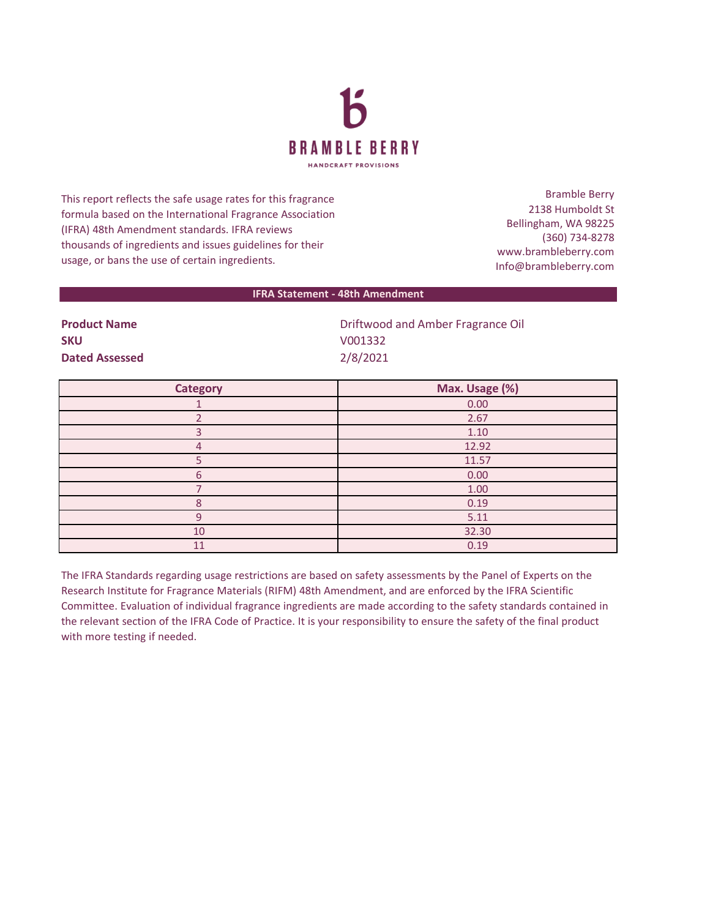# BRAMBLE BERRY

HANDCRAFT PROVISIONS

This report reflects the safe usage rates for this fragrance formula based on the International Fragrance Association (IFRA) 48th Amendment standards. IFRA reviews thousands of ingredients and issues guidelines for their usage, or bans the use of certain ingredients.

Bramble Berry
2138 Humboldt St
Bellingham, WA 98225
(360) 734-8278
www.brambleberry.com
Info@brambleberry.com

## IFRA Statement - 48th Amendment

**Product Name** Driftwood and Amber Fragrance Oil
**SKU** V001332
**Dated Assessed** 2/8/2021

| Category | Max. Usage (%) |
|---|---|
| 1 | 0.00 |
| 2 | 2.67 |
| 3 | 1.10 |
| 4 | 12.92 |
| 5 | 11.57 |
| 6 | 0.00 |
| 7 | 1.00 |
| 8 | 0.19 |
| 9 | 5.11 |
| 10 | 32.30 |
| 11 | 0.19 |

The IFRA Standards regarding usage restrictions are based on safety assessments by the Panel of Experts on the Research Institute for Fragrance Materials (RIFM) 48th Amendment, and are enforced by the IFRA Scientific Committee. Evaluation of individual fragrance ingredients are made according to the safety standards contained in the relevant section of the IFRA Code of Practice. It is your responsibility to ensure the safety of the final product with more testing if needed.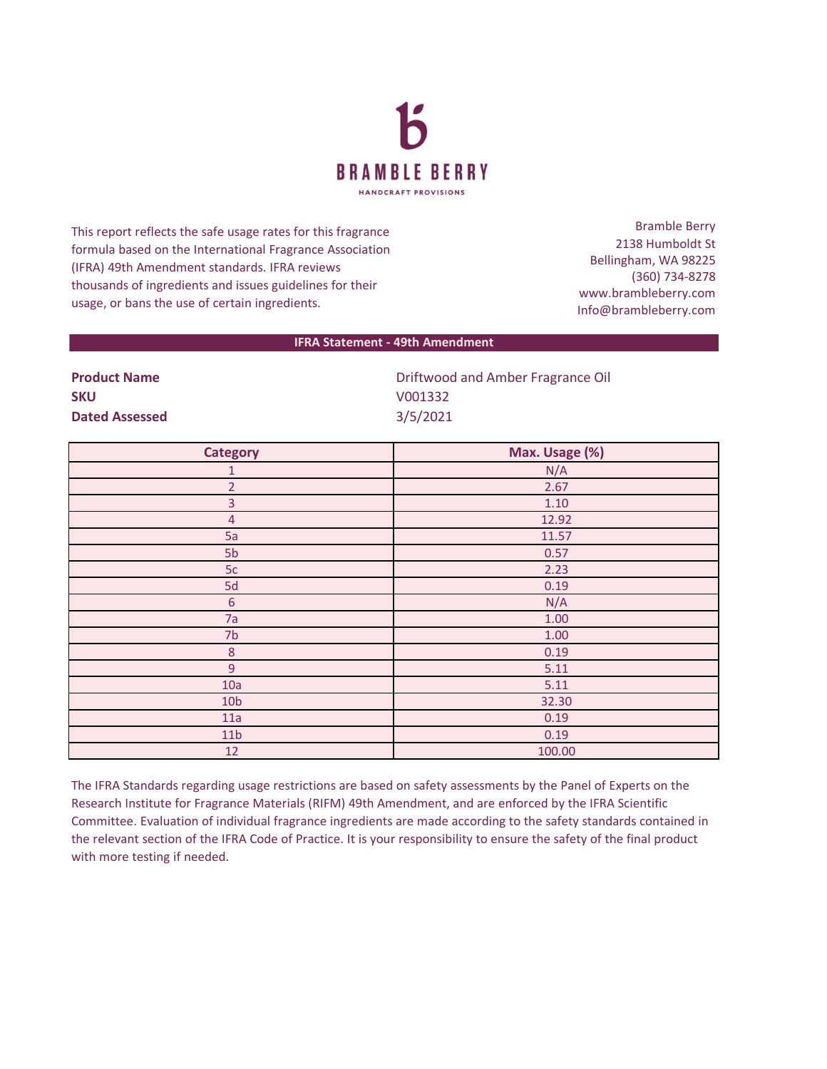# BRAMBLE BERRY

HANDCRAFT PROVISIONS

This report reflects the safe usage rates for this fragrance formula based on the International Fragrance Association (IFRA) 49th Amendment standards. IFRA reviews thousands of ingredients and issues guidelines for their usage, or bans the use of certain ingredients.

Bramble Berry
2138 Humboldt St
Bellingham, WA 98225
(360) 734-8278
www.brambleberry.com
Info@brambleberry.com

## IFRA Statement - 49th Amendment

**Product Name** Driftwood and Amber Fragrance Oil
**SKU** V001332
**Dated Assessed** 3/5/2021

| Category | Max. Usage (%) |
| --- | --- |
| 1 | N/A |
| 2 | 2.67 |
| 3 | 1.10 |
| 4 | 12.92 |
| 5a | 11.57 |
| 5b | 0.57 |
| 5c | 2.23 |
| 5d | 0.19 |
| 6 | N/A |
| 7a | 1.00 |
| 7b | 1.00 |
| 8 | 0.19 |
| 9 | 5.11 |
| 10a | 5.11 |
| 10b | 32.30 |
| 11a | 0.19 |
| 11b | 0.19 |
| 12 | 100.00 |

The IFRA Standards regarding usage restrictions are based on safety assessments by the Panel of Experts on the Research Institute for Fragrance Materials (RIFM) 49th Amendment, and are enforced by the IFRA Scientific Committee. Evaluation of individual fragrance ingredients are made according to the safety standards contained in the relevant section of the IFRA Code of Practice. It is your responsibility to ensure the safety of the final product with more testing if needed.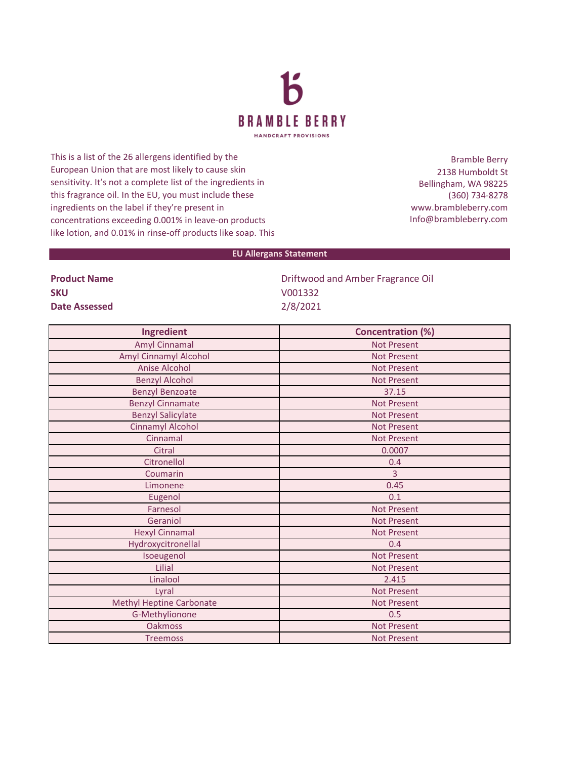# BRAMBLE BERRY

HANDCRAFT PROVISIONS

This is a list of the 26 allergens identified by the European Union that are most likely to cause skin sensitivity. It's not a complete list of the ingredients in this fragrance oil. In the EU, you must include these ingredients on the label if they're present in concentrations exceeding 0.001% in leave-on products like lotion, and 0.01% in rinse-off products like soap. This

Bramble Berry
2138 Humboldt St
Bellingham, WA 98225
(360) 734-8278
www.brambleberry.com
Info@brambleberry.com

## EU Allergans Statement

**Product Name** Driftwood and Amber Fragrance Oil
**SKU** V001332
**Date Assessed** 2/8/2021

| Ingredient | Concentration (%) |
| --- | --- |
| Amyl Cinnamal | Not Present |
| Amyl Cinnamyl Alcohol | Not Present |
| Anise Alcohol | Not Present |
| Benzyl Alcohol | Not Present |
| Benzyl Benzoate | 37.15 |
| Benzyl Cinnamate | Not Present |
| Benzyl Salicylate | Not Present |
| Cinnamyl Alcohol | Not Present |
| Cinnamal | Not Present |
| Citral | 0.0007 |
| Citronellol | 0.4 |
| Coumarin | 3 |
| Limonene | 0.45 |
| Eugenol | 0.1 |
| Farnesol | Not Present |
| Geraniol | Not Present |
| Hexyl Cinnamal | Not Present |
| Hydroxycitronellal | 0.4 |
| Isoeugenol | Not Present |
| Lilial | Not Present |
| Linalool | 2.415 |
| Lyral | Not Present |
| Methyl Heptine Carbonate | Not Present |
| G-Methylionone | 0.5 |
| Oakmoss | Not Present |
| Treemoss | Not Present |